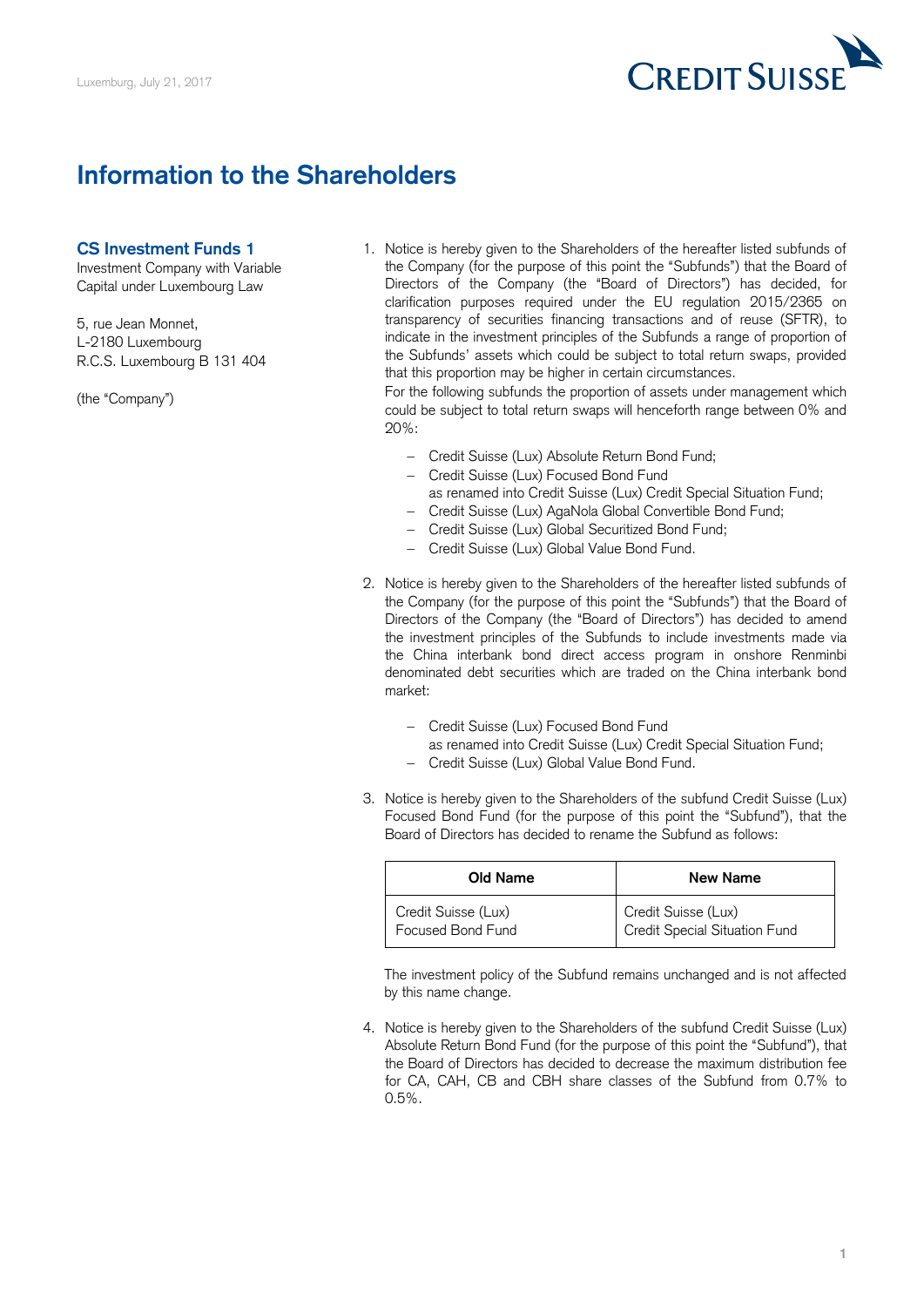Luxemburg, July 21, 2017

# Information to the Shareholders

**CS Investment Funds 1**
Investment Company with Variable Capital under Luxembourg Law

5, rue Jean Monnet,
L-2180 Luxembourg
R.C.S. Luxembourg B 131 404

(the "Company")

1. Notice is hereby given to the Shareholders of the hereafter listed subfunds of the Company (for the purpose of this point the "Subfunds") that the Board of Directors of the Company (the "Board of Directors") has decided, for clarification purposes required under the EU regulation 2015/2365 on transparency of securities financing transactions and of reuse (SFTR), to indicate in the investment principles of the Subfunds a range of proportion of the Subfunds' assets which could be subject to total return swaps, provided that this proportion may be higher in certain circumstances.
   For the following subfunds the proportion of assets under management which could be subject to total return swaps will henceforth range between 0% and 20%:

   - Credit Suisse (Lux) Absolute Return Bond Fund;
   - Credit Suisse (Lux) Focused Bond Fund
     as renamed into Credit Suisse (Lux) Credit Special Situation Fund;
   - Credit Suisse (Lux) AgaNola Global Convertible Bond Fund;
   - Credit Suisse (Lux) Global Securitized Bond Fund;
   - Credit Suisse (Lux) Global Value Bond Fund.

2. Notice is hereby given to the Shareholders of the hereafter listed subfunds of the Company (for the purpose of this point the "Subfunds") that the Board of Directors of the Company (the "Board of Directors") has decided to amend the investment principles of the Subfunds to include investments made via the China interbank bond direct access program in onshore Renminbi denominated debt securities which are traded on the China interbank bond market:

   - Credit Suisse (Lux) Focused Bond Fund
     as renamed into Credit Suisse (Lux) Credit Special Situation Fund;
   - Credit Suisse (Lux) Global Value Bond Fund.

3. Notice is hereby given to the Shareholders of the subfund Credit Suisse (Lux) Focused Bond Fund (for the purpose of this point the "Subfund"), that the Board of Directors has decided to rename the Subfund as follows:

   | Old Name | New Name |
   | --- | --- |
   | Credit Suisse (Lux) Focused Bond Fund | Credit Suisse (Lux) Credit Special Situation Fund |

   The investment policy of the Subfund remains unchanged and is not affected by this name change.

4. Notice is hereby given to the Shareholders of the subfund Credit Suisse (Lux) Absolute Return Bond Fund (for the purpose of this point the "Subfund"), that the Board of Directors has decided to decrease the maximum distribution fee for CA, CAH, CB and CBH share classes of the Subfund from 0.7% to 0.5%.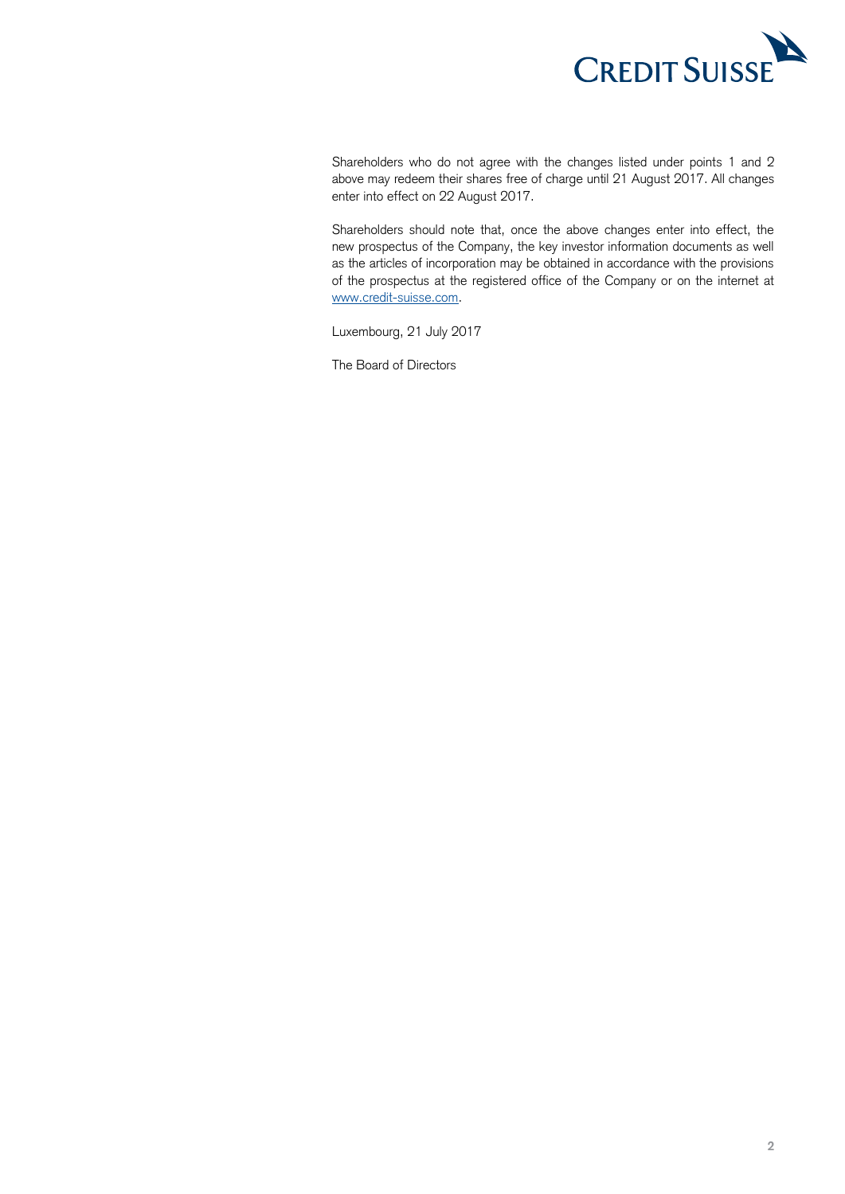Shareholders who do not agree with the changes listed under points 1 and 2 above may redeem their shares free of charge until 21 August 2017. All changes enter into effect on 22 August 2017.

Shareholders should note that, once the above changes enter into effect, the new prospectus of the Company, the key investor information documents as well as the articles of incorporation may be obtained in accordance with the provisions of the prospectus at the registered office of the Company or on the internet at www.credit-suisse.com.

Luxembourg, 21 July 2017

The Board of Directors